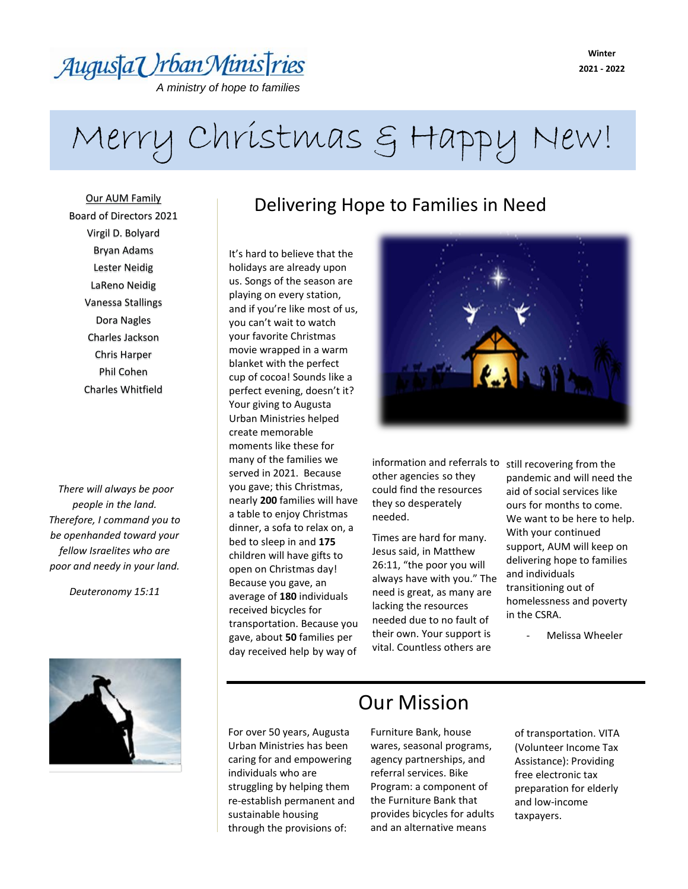Augusta Urban Ministries

*A ministry of hope to families*

**Winter**
**2021 - 2022**

# Merry Christmas & Happy New!

Our AUM Family

Board of Directors 2021

Virgil D. Bolyard
Bryan Adams
Lester Neidig
LaReno Neidig
Vanessa Stallings
Dora Nagles
Charles Jackson
Chris Harper
Phil Cohen
Charles Whitfield

*There will always be poor people in the land. Therefore, I command you to be openhanded toward your fellow Israelites who are poor and needy in your land.*

*Deuteronomy 15:11*

## Delivering Hope to Families in Need

It's hard to believe that the holidays are already upon us. Songs of the season are playing on every station, and if you're like most of us, you can't wait to watch your favorite Christmas movie wrapped in a warm blanket with the perfect cup of cocoa! Sounds like a perfect evening, doesn't it? Your giving to Augusta Urban Ministries helped create memorable moments like these for many of the families we served in 2021. Because you gave; this Christmas, nearly **200** families will have a table to enjoy Christmas dinner, a sofa to relax on, a bed to sleep in and **175** children will have gifts to open on Christmas day! Because you gave, an average of **180** individuals received bicycles for transportation. Because you gave, about **50** families per day received help by way of information and referrals to other agencies so they could find the resources they so desperately needed.

Times are hard for many. Jesus said, in Matthew 26:11, "the poor you will always have with you." The need is great, as many are lacking the resources needed due to no fault of their own. Your support is vital. Countless others are still recovering from the pandemic and will need the aid of social services like ours for months to come. We want to be here to help. With your continued support, AUM will keep on delivering hope to families and individuals transitioning out of homelessness and poverty in the CSRA.

- Melissa Wheeler

## Our Mission

For over 50 years, Augusta Urban Ministries has been caring for and empowering individuals who are struggling by helping them re-establish permanent and sustainable housing through the provisions of: Furniture Bank, house wares, seasonal programs, agency partnerships, and referral services. Bike Program: a component of the Furniture Bank that provides bicycles for adults and an alternative means of transportation. VITA (Volunteer Income Tax Assistance): Providing free electronic tax preparation for elderly and low-income taxpayers.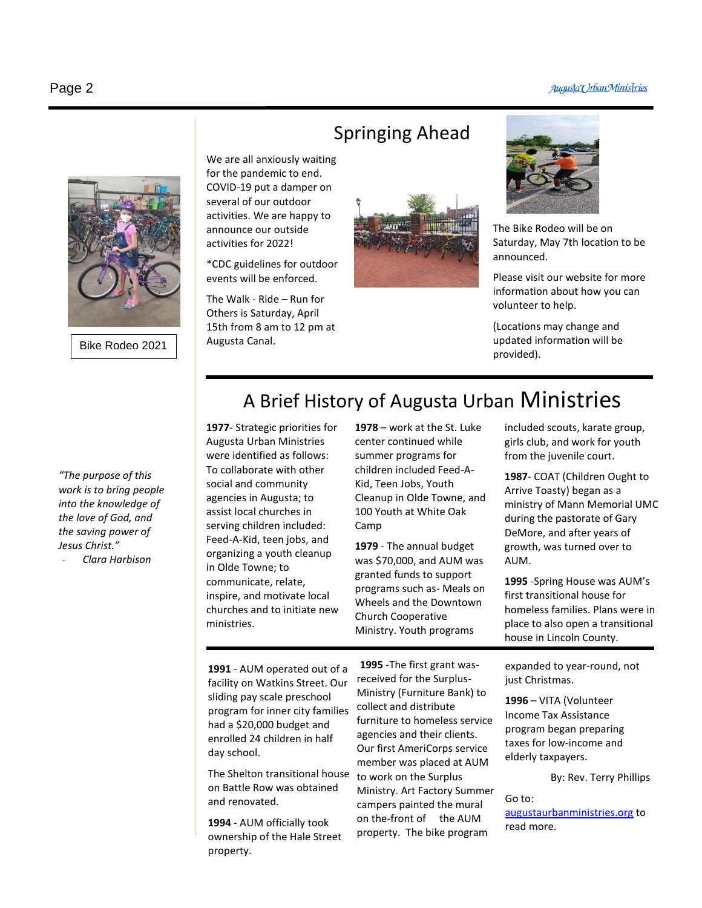Bike Rodeo 2021

*"The purpose of this work is to bring people into the knowledge of the love of God, and the saving power of Jesus Christ."*

- *Clara Harbison*

## Springing Ahead

We are all anxiously waiting for the pandemic to end. COVID-19 put a damper on several of our outdoor activities. We are happy to announce our outside activities for 2022!

*CDC guidelines for outdoor events will be enforced.

The Walk - Ride – Run for Others is Saturday, April 15th from 8 am to 12 pm at Augusta Canal.

The Bike Rodeo will be on Saturday, May 7th location to be announced.

Please visit our website for more information about how you can volunteer to help.

(Locations may change and updated information will be provided).

## A Brief History of Augusta Urban Ministries

**1977**- Strategic priorities for Augusta Urban Ministries were identified as follows: To collaborate with other social and community agencies in Augusta; to assist local churches in serving children included: Feed-A-Kid, teen jobs, and organizing a youth cleanup in Olde Towne; to communicate, relate, inspire, and motivate local churches and to initiate new ministries.

**1978** – work at the St. Luke center continued while summer programs for children included Feed-A-Kid, Teen Jobs, Youth Cleanup in Olde Towne, and 100 Youth at White Oak Camp

**1979** - The annual budget was $70,000, and AUM was granted funds to support programs such as- Meals on Wheels and the Downtown Church Cooperative Ministry. Youth programs included scouts, karate group, girls club, and work for youth from the juvenile court.

**1987**- COAT (Children Ought to Arrive Toasty) began as a ministry of Mann Memorial UMC during the pastorate of Gary DeMore, and after years of growth, was turned over to AUM.

**1995** -Spring House was AUM's first transitional house for homeless families. Plans were in place to also open a transitional house in Lincoln County.

**1991** - AUM operated out of a facility on Watkins Street. Our sliding pay scale preschool program for inner city families had a $20,000 budget and enrolled 24 children in half day school.

The Shelton transitional house on Battle Row was obtained and renovated.

**1994** - AUM officially took ownership of the Hale Street property.

**1995** -The first grant was-received for the Surplus-Ministry (Furniture Bank) to collect and distribute furniture to homeless service agencies and their clients. Our first AmeriCorps service member was placed at AUM to work on the Surplus Ministry. Art Factory Summer campers painted the mural on the-front of the AUM property. The bike program expanded to year-round, not just Christmas.

**1996** – VITA (Volunteer Income Tax Assistance program began preparing taxes for low-income and elderly taxpayers.

By: Rev. Terry Phillips

Go to: augustaurbanministries.org to read more.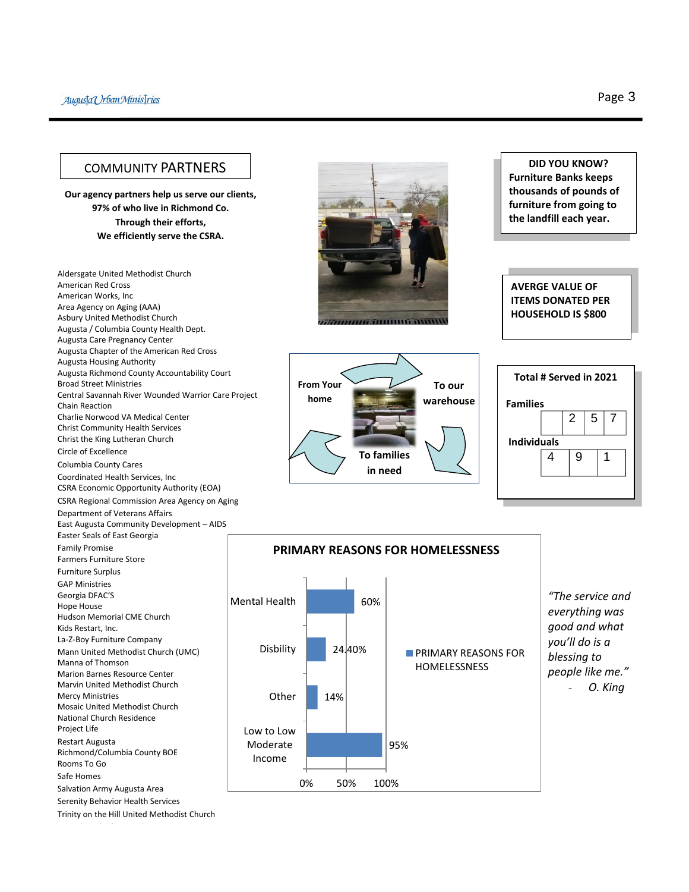## COMMUNITY PARTNERS

**Our agency partners help us serve our clients, 97% of who live in Richmond Co. Through their efforts, We efficiently serve the CSRA.**

- Aldersgate United Methodist Church
- American Red Cross
- American Works, Inc
- Area Agency on Aging (AAA)
- Asbury United Methodist Church
- Augusta / Columbia County Health Dept.
- Augusta Care Pregnancy Center
- Augusta Chapter of the American Red Cross
- Augusta Housing Authority
- Augusta Richmond County Accountability Court
- Broad Street Ministries
- Central Savannah River Wounded Warrior Care Project
- Chain Reaction
- Charlie Norwood VA Medical Center
- Christ Community Health Services
- Christ the King Lutheran Church
- Circle of Excellence
- Columbia County Cares
- Coordinated Health Services, Inc
- CSRA Economic Opportunity Authority (EOA)
- CSRA Regional Commission Area Agency on Aging
- Department of Veterans Affairs
- East Augusta Community Development – AIDS
- Easter Seals of East Georgia
- Family Promise
- Farmers Furniture Store
- Furniture Surplus
- GAP Ministries
- Georgia DFAC'S
- Hope House
- Hudson Memorial CME Church
- Kids Restart, Inc.
- La-Z-Boy Furniture Company
- Mann United Methodist Church (UMC)
- Manna of Thomson
- Marion Barnes Resource Center
- Marvin United Methodist Church
- Mercy Ministries
- Mosaic United Methodist Church
- National Church Residence
- Project Life
- Restart Augusta
- Richmond/Columbia County BOE
- Rooms To Go
- Safe Homes
- Salvation Army Augusta Area
- Serenity Behavior Health Services
- Trinity on the Hill United Methodist Church

**DID YOU KNOW? Furniture Banks keeps thousands of pounds of furniture from going to the landfill each year.**

**AVERGE VALUE OF ITEMS DONATED PER HOUSEHOLD IS $800**

**From Your home** → **To our warehouse** → **To families in need**

**Total # Served in 2021**

| | | | |
|---|---|---|---|
| **Families** | 2 | 5 | 7 |
| **Individuals** | 4 | 9 | 1 |

### PRIMARY REASONS FOR HOMELESSNESS

| Reason | PRIMARY REASONS FOR HOMELESSNESS |
|---|---|
| Mental Health | 60% |
| Disbility | 24.40% |
| Other | 14% |
| Low to Low Moderate Income | 95% |

*"The service and everything was good and what you'll do is a blessing to people like me."*

*- O. King*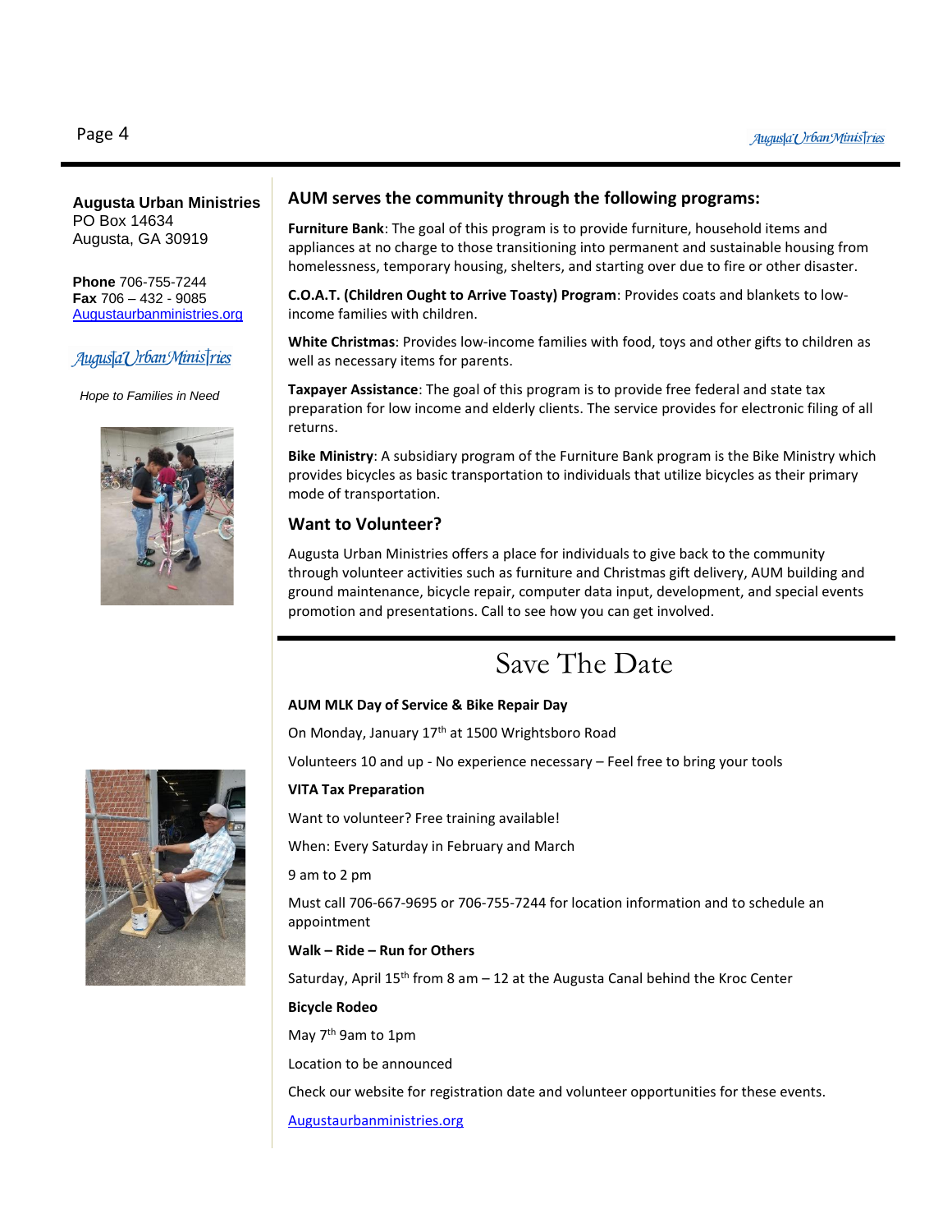**Augusta Urban Ministries**
PO Box 14634
Augusta, GA 30919

**Phone** 706-755-7244
**Fax** 706 – 432 - 9085
[Augustaurbanministries.org](http://Augustaurbanministries.org)

Augusta Urban Ministries

*Hope to Families in Need*

## AUM serves the community through the following programs:

**Furniture Bank**: The goal of this program is to provide furniture, household items and appliances at no charge to those transitioning into permanent and sustainable housing from homelessness, temporary housing, shelters, and starting over due to fire or other disaster.

**C.O.A.T. (Children Ought to Arrive Toasty) Program**: Provides coats and blankets to low-income families with children.

**White Christmas**: Provides low-income families with food, toys and other gifts to children as well as necessary items for parents.

**Taxpayer Assistance**: The goal of this program is to provide free federal and state tax preparation for low income and elderly clients. The service provides for electronic filing of all returns.

**Bike Ministry**: A subsidiary program of the Furniture Bank program is the Bike Ministry which provides bicycles as basic transportation to individuals that utilize bicycles as their primary mode of transportation.

## Want to Volunteer?

Augusta Urban Ministries offers a place for individuals to give back to the community through volunteer activities such as furniture and Christmas gift delivery, AUM building and ground maintenance, bicycle repair, computer data input, development, and special events promotion and presentations. Call to see how you can get involved.

# Save The Date

**AUM MLK Day of Service & Bike Repair Day**

On Monday, January 17th at 1500 Wrightsboro Road

Volunteers 10 and up - No experience necessary – Feel free to bring your tools

**VITA Tax Preparation**

Want to volunteer? Free training available!

When: Every Saturday in February and March

9 am to 2 pm

Must call 706-667-9695 or 706-755-7244 for location information and to schedule an appointment

**Walk – Ride – Run for Others**

Saturday, April 15th from 8 am – 12 at the Augusta Canal behind the Kroc Center

**Bicycle Rodeo**

May 7th 9am to 1pm

Location to be announced

Check our website for registration date and volunteer opportunities for these events.

[Augustaurbanministries.org](http://Augustaurbanministries.org)